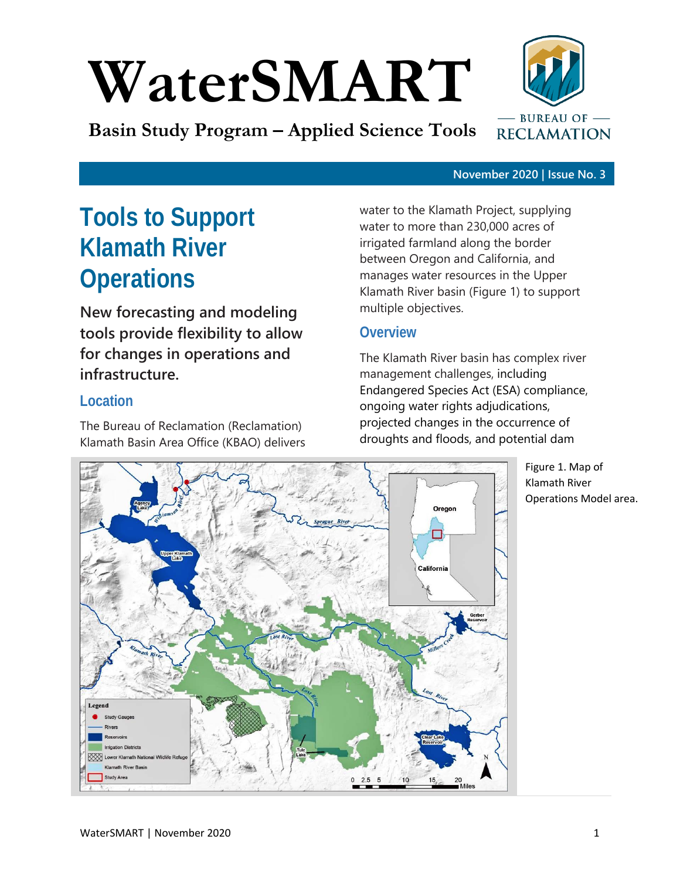# WaterSMART

**Basin Study Program – Applied Science Tools**

November 2020 | Issue No. 3

## Tools to Support Klamath River Operations

**New forecasting and modeling tools provide flexibility to allow for changes in operations and infrastructure.**

### Location

The Bureau of Reclamation (Reclamation) Klamath Basin Area Office (KBAO) delivers water to the Klamath Project, supplying water to more than 230,000 acres of irrigated farmland along the border between Oregon and California, and manages water resources in the Upper Klamath River basin (Figure 1) to support multiple objectives.

### Overview

The Klamath River basin has complex river management challenges, including Endangered Species Act (ESA) compliance, ongoing water rights adjudications, projected changes in the occurrence of droughts and floods, and potential dam

Figure 1. Map of Klamath River Operations Model area.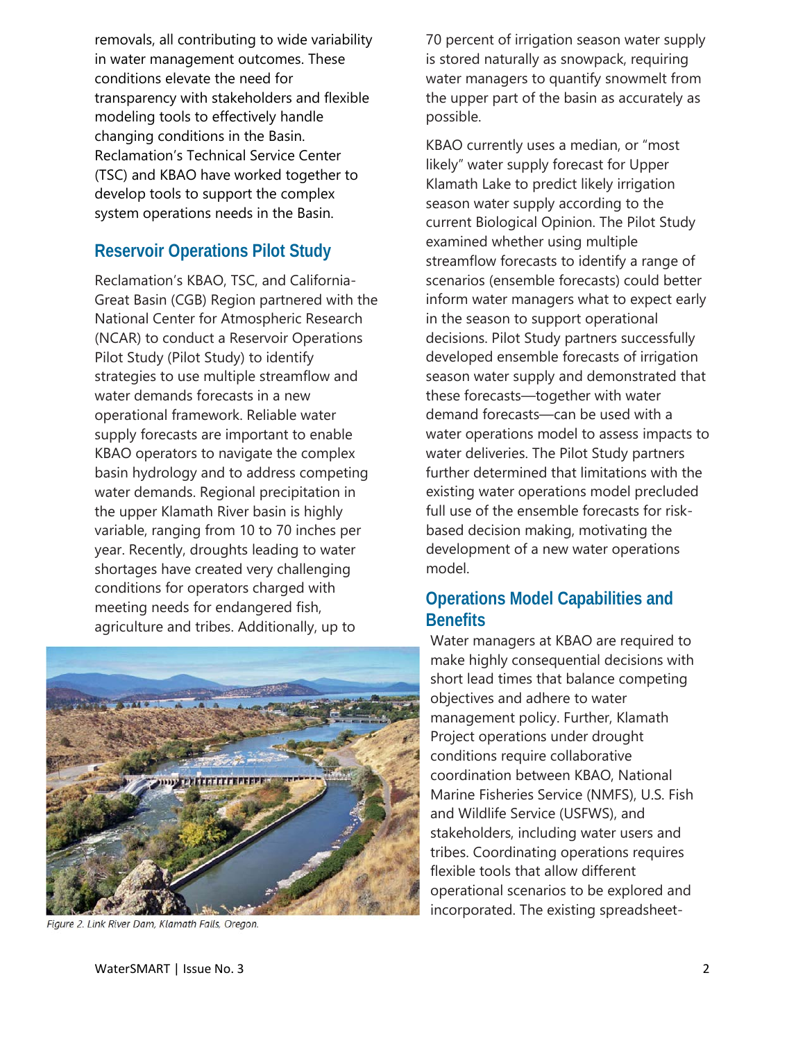removals, all contributing to wide variability in water management outcomes. These conditions elevate the need for transparency with stakeholders and flexible modeling tools to effectively handle changing conditions in the Basin. Reclamation's Technical Service Center (TSC) and KBAO have worked together to develop tools to support the complex system operations needs in the Basin.

## Reservoir Operations Pilot Study

Reclamation's KBAO, TSC, and California-Great Basin (CGB) Region partnered with the National Center for Atmospheric Research (NCAR) to conduct a Reservoir Operations Pilot Study (Pilot Study) to identify strategies to use multiple streamflow and water demands forecasts in a new operational framework. Reliable water supply forecasts are important to enable KBAO operators to navigate the complex basin hydrology and to address competing water demands. Regional precipitation in the upper Klamath River basin is highly variable, ranging from 10 to 70 inches per year. Recently, droughts leading to water shortages have created very challenging conditions for operators charged with meeting needs for endangered fish, agriculture and tribes. Additionally, up to 70 percent of irrigation season water supply is stored naturally as snowpack, requiring water managers to quantify snowmelt from the upper part of the basin as accurately as possible.

*Figure 2. Link River Dam, Klamath Falls, Oregon.*

KBAO currently uses a median, or "most likely" water supply forecast for Upper Klamath Lake to predict likely irrigation season water supply according to the current Biological Opinion. The Pilot Study examined whether using multiple streamflow forecasts to identify a range of scenarios (ensemble forecasts) could better inform water managers what to expect early in the season to support operational decisions. Pilot Study partners successfully developed ensemble forecasts of irrigation season water supply and demonstrated that these forecasts—together with water demand forecasts—can be used with a water operations model to assess impacts to water deliveries. The Pilot Study partners further determined that limitations with the existing water operations model precluded full use of the ensemble forecasts for risk-based decision making, motivating the development of a new water operations model.

## Operations Model Capabilities and Benefits

Water managers at KBAO are required to make highly consequential decisions with short lead times that balance competing objectives and adhere to water management policy. Further, Klamath Project operations under drought conditions require collaborative coordination between KBAO, National Marine Fisheries Service (NMFS), U.S. Fish and Wildlife Service (USFWS), and stakeholders, including water users and tribes. Coordinating operations requires flexible tools that allow different operational scenarios to be explored and incorporated. The existing spreadsheet-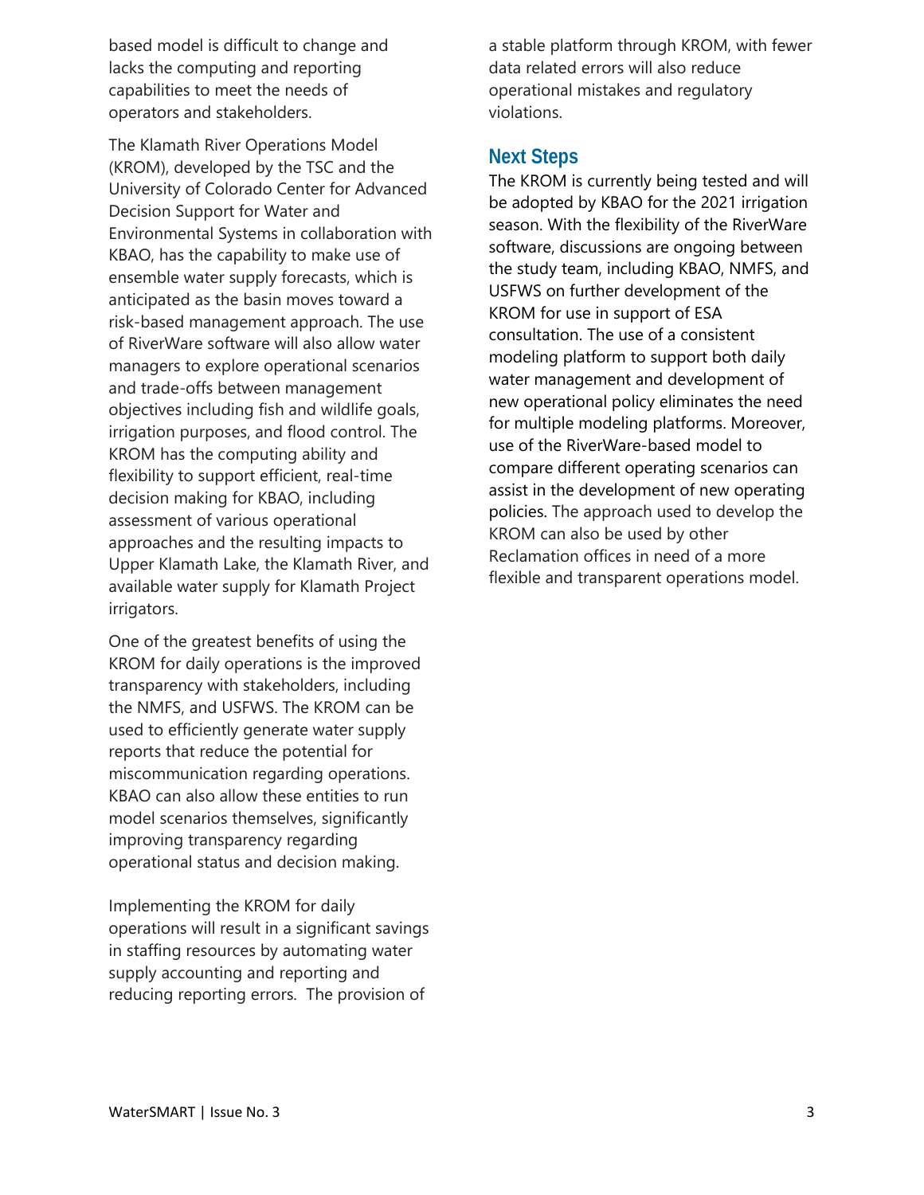based model is difficult to change and lacks the computing and reporting capabilities to meet the needs of operators and stakeholders.

The Klamath River Operations Model (KROM), developed by the TSC and the University of Colorado Center for Advanced Decision Support for Water and Environmental Systems in collaboration with KBAO, has the capability to make use of ensemble water supply forecasts, which is anticipated as the basin moves toward a risk-based management approach. The use of RiverWare software will also allow water managers to explore operational scenarios and trade-offs between management objectives including fish and wildlife goals, irrigation purposes, and flood control. The KROM has the computing ability and flexibility to support efficient, real-time decision making for KBAO, including assessment of various operational approaches and the resulting impacts to Upper Klamath Lake, the Klamath River, and available water supply for Klamath Project irrigators.

One of the greatest benefits of using the KROM for daily operations is the improved transparency with stakeholders, including the NMFS, and USFWS. The KROM can be used to efficiently generate water supply reports that reduce the potential for miscommunication regarding operations. KBAO can also allow these entities to run model scenarios themselves, significantly improving transparency regarding operational status and decision making.

Implementing the KROM for daily operations will result in a significant savings in staffing resources by automating water supply accounting and reporting and reducing reporting errors. The provision of a stable platform through KROM, with fewer data related errors will also reduce operational mistakes and regulatory violations.

## Next Steps

The KROM is currently being tested and will be adopted by KBAO for the 2021 irrigation season. With the flexibility of the RiverWare software, discussions are ongoing between the study team, including KBAO, NMFS, and USFWS on further development of the KROM for use in support of ESA consultation. The use of a consistent modeling platform to support both daily water management and development of new operational policy eliminates the need for multiple modeling platforms. Moreover, use of the RiverWare-based model to compare different operating scenarios can assist in the development of new operating policies. The approach used to develop the KROM can also be used by other Reclamation offices in need of a more flexible and transparent operations model.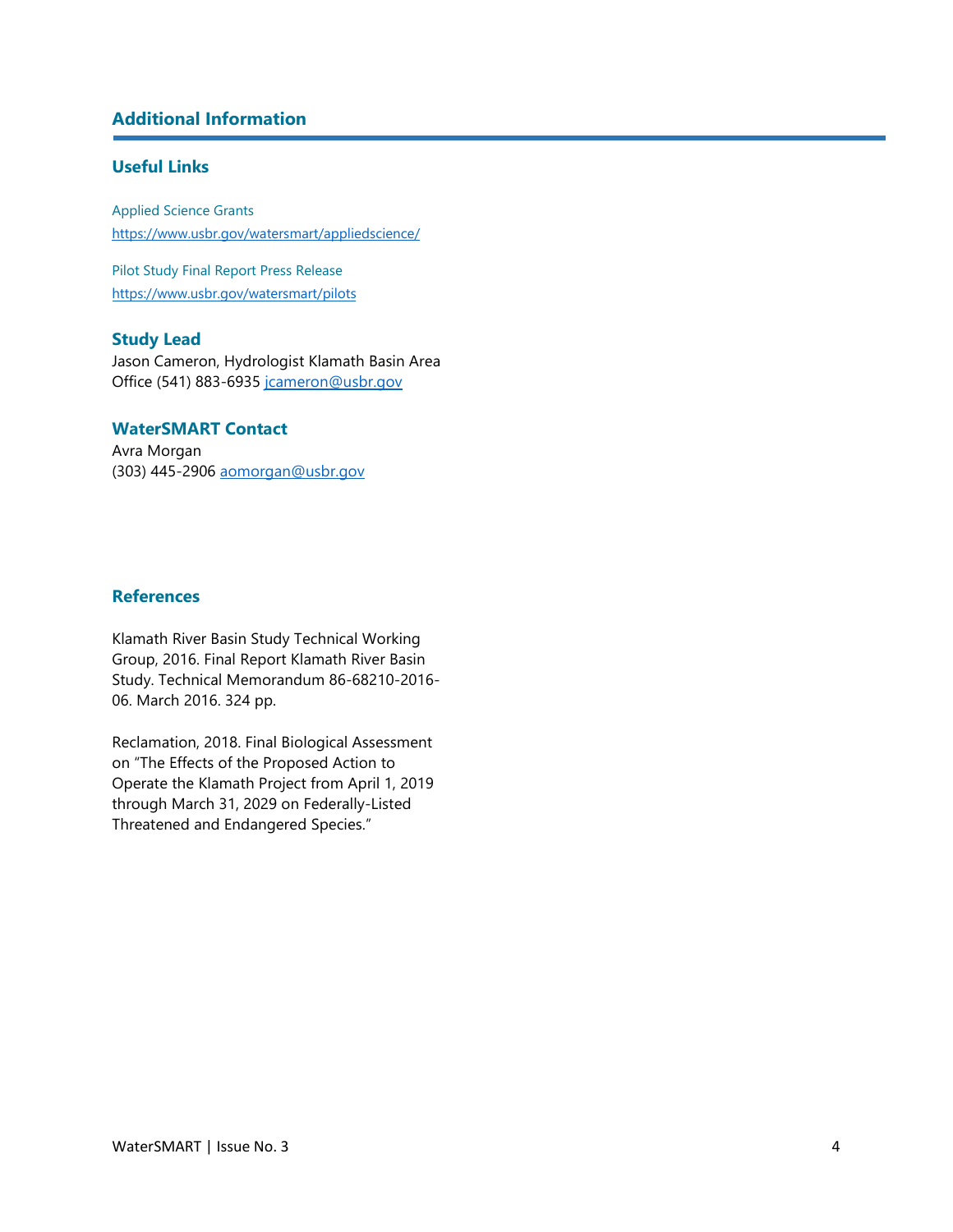## Additional Information

### Useful Links

Applied Science Grants
https://www.usbr.gov/watersmart/appliedscience/

Pilot Study Final Report Press Release
https://www.usbr.gov/watersmart/pilots

### Study Lead

Jason Cameron, Hydrologist Klamath Basin Area Office (541) 883-6935 jcameron@usbr.gov

### WaterSMART Contact

Avra Morgan
(303) 445-2906 aomorgan@usbr.gov

### References

Klamath River Basin Study Technical Working Group, 2016. Final Report Klamath River Basin Study. Technical Memorandum 86-68210-2016-06. March 2016. 324 pp.

Reclamation, 2018. Final Biological Assessment on "The Effects of the Proposed Action to Operate the Klamath Project from April 1, 2019 through March 31, 2029 on Federally-Listed Threatened and Endangered Species."